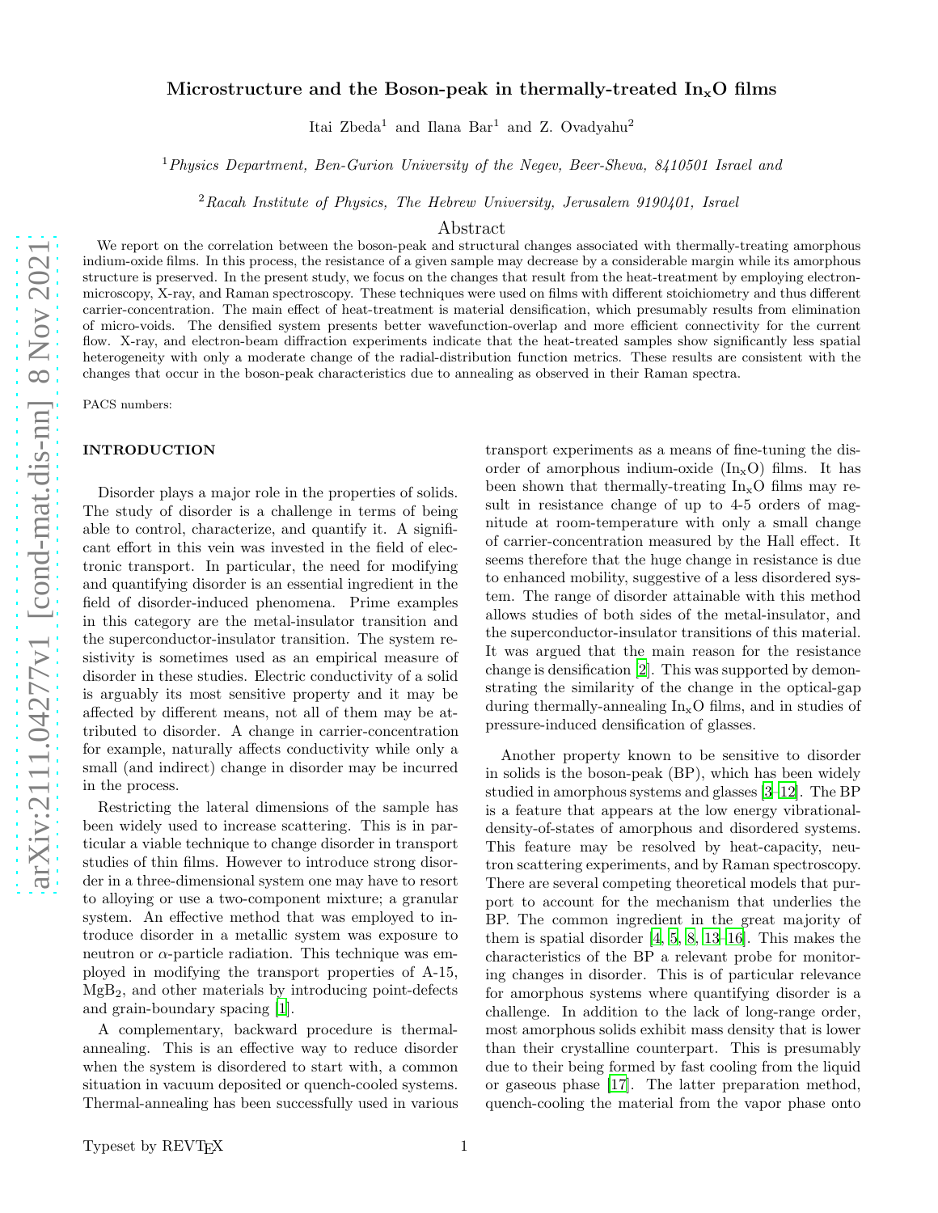# Microstructure and the Boson-peak in thermally-treated $In_xO$ films

Itai Zbeda[1] and Ilana Bar[1] and Z. Ovadyahu[2]

[1] *Physics Department, Ben-Gurion University of the Negev, Beer-Sheva, 8410501 Israel and*

[2] *Racah Institute of Physics, The Hebrew University, Jerusalem 9190401, Israel*

## Abstract

We report on the correlation between the boson-peak and structural changes associated with thermally-treating amorphous indium-oxide films. In this process, the resistance of a given sample may decrease by a considerable margin while its amorphous structure is preserved. In the present study, we focus on the changes that result from the heat-treatment by employing electron-microscopy, X-ray, and Raman spectroscopy. These techniques were used on films with different stoichiometry and thus different carrier-concentration. The main effect of heat-treatment is material densification, which presumably results from elimination of micro-voids. The densified system presents better wavefunction-overlap and more efficient connectivity for the current flow. X-ray, and electron-beam diffraction experiments indicate that the heat-treated samples show significantly less spatial heterogeneity with only a moderate change of the radial-distribution function metrics. These results are consistent with the changes that occur in the boson-peak characteristics due to annealing as observed in their Raman spectra.

PACS numbers:

## INTRODUCTION

Disorder plays a major role in the properties of solids. The study of disorder is a challenge in terms of being able to control, characterize, and quantify it. A significant effort in this vein was invested in the field of electronic transport. In particular, the need for modifying and quantifying disorder is an essential ingredient in the field of disorder-induced phenomena. Prime examples in this category are the metal-insulator transition and the superconductor-insulator transition. The system resistivity is sometimes used as an empirical measure of disorder in these studies. Electric conductivity of a solid is arguably its most sensitive property and it may be affected by different means, not all of them may be attributed to disorder. A change in carrier-concentration for example, naturally affects conductivity while only a small (and indirect) change in disorder may be incurred in the process.

Restricting the lateral dimensions of the sample has been widely used to increase scattering. This is in particular a viable technique to change disorder in transport studies of thin films. However to introduce strong disorder in a three-dimensional system one may have to resort to alloying or use a two-component mixture; a granular system. An effective method that was employed to introduce disorder in a metallic system was exposure to neutron or $\alpha$-particle radiation. This technique was employed in modifying the transport properties of A-15, $MgB_2$, and other materials by introducing point-defects and grain-boundary spacing [1].

A complementary, backward procedure is thermal-annealing. This is an effective way to reduce disorder when the system is disordered to start with, a common situation in vacuum deposited or quench-cooled systems. Thermal-annealing has been successfully used in various transport experiments as a means of fine-tuning the disorder of amorphous indium-oxide ($In_xO$) films. It has been shown that thermally-treating $In_xO$ films may result in resistance change of up to 4-5 orders of magnitude at room-temperature with only a small change of carrier-concentration measured by the Hall effect. It seems therefore that the huge change in resistance is due to enhanced mobility, suggestive of a less disordered system. The range of disorder attainable with this method allows studies of both sides of the metal-insulator, and the superconductor-insulator transitions of this material. It was argued that the main reason for the resistance change is densification [2]. This was supported by demonstrating the similarity of the change in the optical-gap during thermally-annealing $In_xO$ films, and in studies of pressure-induced densification of glasses.

Another property known to be sensitive to disorder in solids is the boson-peak (BP), which has been widely studied in amorphous systems and glasses [3–12]. The BP is a feature that appears at the low energy vibrational-density-of-states of amorphous and disordered systems. This feature may be resolved by heat-capacity, neutron scattering experiments, and by Raman spectroscopy. There are several competing theoretical models that purport to account for the mechanism that underlies the BP. The common ingredient in the great majority of them is spatial disorder [4, 5, 8, 13–16]. This makes the characteristics of the BP a relevant probe for monitoring changes in disorder. This is of particular relevance for amorphous systems where quantifying disorder is a challenge. In addition to the lack of long-range order, most amorphous solids exhibit mass density that is lower than their crystalline counterpart. This is presumably due to their being formed by fast cooling from the liquid or gaseous phase [17]. The latter preparation method, quench-cooling the material from the vapor phase onto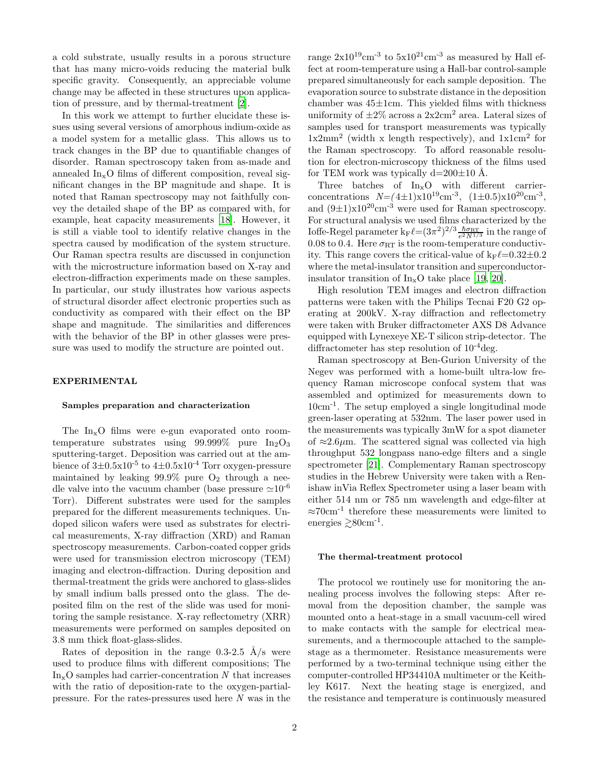a cold substrate, usually results in a porous structure that has many micro-voids reducing the material bulk specific gravity. Consequently, an appreciable volume change may be affected in these structures upon application of pressure, and by thermal-treatment [2].

In this work we attempt to further elucidate these issues using several versions of amorphous indium-oxide as a model system for a metallic glass. This allows us to track changes in the BP due to quantifiable changes of disorder. Raman spectroscopy taken from as-made and annealed $In_xO$ films of different composition, reveal significant changes in the BP magnitude and shape. It is noted that Raman spectroscopy may not faithfully convey the detailed shape of the BP as compared with, for example, heat capacity measurements [18]. However, it is still a viable tool to identify relative changes in the spectra caused by modification of the system structure. Our Raman spectra results are discussed in conjunction with the microstructure information based on X-ray and electron-diffraction experiments made on these samples. In particular, our study illustrates how various aspects of structural disorder affect electronic properties such as conductivity as compared with their effect on the BP shape and magnitude. The similarities and differences with the behavior of the BP in other glasses were pressure was used to modify the structure are pointed out.

## EXPERIMENTAL

### Samples preparation and characterization

The $In_xO$ films were e-gun evaporated onto room-temperature substrates using 99.999% pure $In_2O_3$ sputtering-target. Deposition was carried out at the ambience of $3\pm0.5\text{x}10^{-5}$ to $4\pm0.5\text{x}10^{-4}$ Torr oxygen-pressure maintained by leaking 99.9% pure $O_2$ through a needle valve into the vacuum chamber (base pressure $\simeq10^{-6}$ Torr). Different substrates were used for the samples prepared for the different measurements techniques. Undoped silicon wafers were used as substrates for electrical measurements, X-ray diffraction (XRD) and Raman spectroscopy measurements. Carbon-coated copper grids were used for transmission electron microscopy (TEM) imaging and electron-diffraction. During deposition and thermal-treatment the grids were anchored to glass-slides by small indium balls pressed onto the glass. The deposited film on the rest of the slide was used for monitoring the sample resistance. X-ray reflectometry (XRR) measurements were performed on samples deposited on 3.8 mm thick float-glass-slides.

Rates of deposition in the range 0.3-2.5 Å/s were used to produce films with different compositions; The $In_xO$ samples had carrier-concentration $N$ that increases with the ratio of deposition-rate to the oxygen-partial-pressure. For the rates-pressures used here $N$ was in the range $2\text{x}10^{19}\text{cm}^{-3}$ to $5\text{x}10^{21}\text{cm}^{-3}$ as measured by Hall effect at room-temperature using a Hall-bar control-sample prepared simultaneously for each sample deposition. The evaporation source to substrate distance in the deposition chamber was 45±1cm. This yielded films with thickness uniformity of ±2% across a $2\text{x}2\text{cm}^2$ area. Lateral sizes of samples used for transport measurements was typically $1\text{x}2\text{mm}^2$ (width x length respectively), and $1\text{x}1\text{cm}^2$ for the Raman spectroscopy. To afford reasonable resolution for electron-microscopy thickness of the films used for TEM work was typically d=200±10 Å.

Three batches of $In_xO$ with different carrier-concentrations $N$=$(4\pm1)\text{x}10^{19}\text{cm}^{-3}$, $(1\pm0.5)\text{x}10^{20}\text{cm}^{-3}$, and $(9\pm1)\text{x}10^{20}\text{cm}^{-3}$ were used for Raman spectroscopy. For structural analysis we used films characterized by the Ioffe-Regel parameter $k_F\ell=(3\pi^2)^{2/3}\frac{\hbar\sigma_{RT}}{e^2N^{1/3}}$ in the range of 0.08 to 0.4. Here $\sigma_{RT}$ is the room-temperature conductivity. This range covers the critical-value of $k_F\ell=0.32\pm0.2$ where the metal-insulator transition and superconductor-insulator transition of $In_xO$ take place [19, 20].

High resolution TEM images and electron diffraction patterns were taken with the Philips Tecnai F20 G2 operating at 200kV. X-ray diffraction and reflectometry were taken with Bruker diffractometer AXS D8 Advance equipped with Lynexeye XE-T silicon strip-detector. The diffractometer has step resolution of $10^{-4}$deg.

Raman spectroscopy at Ben-Gurion University of the Negev was performed with a home-built ultra-low frequency Raman microscope confocal system that was assembled and optimized for measurements down to $10\text{cm}^{-1}$. The setup employed a single longitudinal mode green-laser operating at 532nm. The laser power used in the measurements was typically 3mW for a spot diameter of ≈2.6μm. The scattered signal was collected via high throughput 532 longpass nano-edge filters and a single spectrometer [21]. Complementary Raman spectroscopy studies in the Hebrew University were taken with a Renishaw inVia Reflex Spectrometer using a laser beam with either 514 nm or 785 nm wavelength and edge-filter at $\approx70\text{cm}^{-1}$ therefore these measurements were limited to energies $\gtrsim80\text{cm}^{-1}$.

### The thermal-treatment protocol

The protocol we routinely use for monitoring the annealing process involves the following steps: After removal from the deposition chamber, the sample was mounted onto a heat-stage in a small vacuum-cell wired to make contacts with the sample for electrical measurements, and a thermocouple attached to the sample-stage as a thermometer. Resistance measurements were performed by a two-terminal technique using either the computer-controlled HP34410A multimeter or the Keithley K617. Next the heating stage is energized, and the resistance and temperature is continuously measured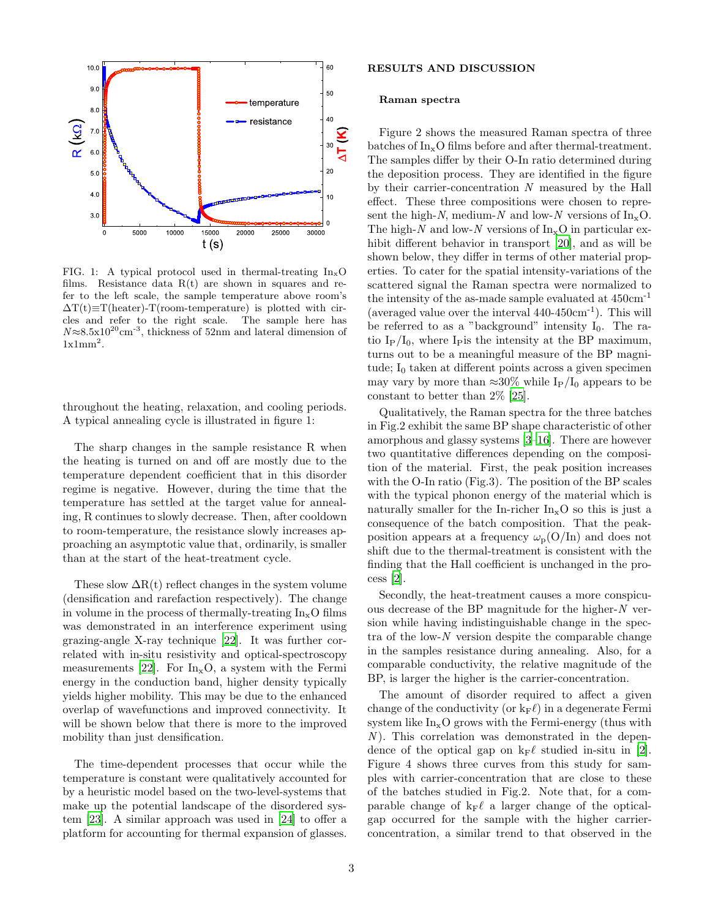10.0
9.0
8.0
7.0
6.0
5.0
4.0
3.0

R (kΩ)

60
50
40
30
20
10
0

ΔT (K)

temperature
resistance

0 5000 10000 15000 20000 25000 30000

t (s)

FIG. 1: A typical protocol used in thermal-treating $In_xO$ films. Resistance data R(t) are shown in squares and refer to the left scale, the sample temperature above room's $\Delta T(t) \equiv T(\text{heater}) - T(\text{room-temperature})$ is plotted with circles and refer to the right scale. The sample here has $N \approx 8.5 \times 10^{20} \text{cm}^{-3}$, thickness of 52nm and lateral dimension of $1 \times 1 \text{mm}^2$.

throughout the heating, relaxation, and cooling periods. A typical annealing cycle is illustrated in figure 1:

The sharp changes in the sample resistance R when the heating is turned on and off are mostly due to the temperature dependent coefficient that in this disorder regime is negative. However, during the time that the temperature has settled at the target value for annealing, R continues to slowly decrease. Then, after cooldown to room-temperature, the resistance slowly increases approaching an asymptotic value that, ordinarily, is smaller than at the start of the heat-treatment cycle.

These slow $\Delta R(t)$ reflect changes in the system volume (densification and rarefaction respectively). The change in volume in the process of thermally-treating $In_xO$ films was demonstrated in an interference experiment using grazing-angle X-ray technique [22]. It was further correlated with in-situ resistivity and optical-spectroscopy measurements [22]. For $In_xO$, a system with the Fermi energy in the conduction band, higher density typically yields higher mobility. This may be due to the enhanced overlap of wavefunctions and improved connectivity. It will be shown below that there is more to the improved mobility than just densification.

The time-dependent processes that occur while the temperature is constant were qualitatively accounted for by a heuristic model based on the two-level-systems that make up the potential landscape of the disordered system [23]. A similar approach was used in [24] to offer a platform for accounting for thermal expansion of glasses.

## RESULTS AND DISCUSSION

### Raman spectra

Figure 2 shows the measured Raman spectra of three batches of $In_xO$ films before and after thermal-treatment. The samples differ by their O-In ratio determined during the deposition process. They are identified in the figure by their carrier-concentration $N$ measured by the Hall effect. These three compositions were chosen to represent the high-$N$, medium-$N$ and low-$N$ versions of $In_xO$. The high-$N$ and low-$N$ versions of $In_xO$ in particular exhibit different behavior in transport [20], and as will be shown below, they differ in terms of other material properties. To cater for the spatial intensity-variations of the scattered signal the Raman spectra were normalized to the intensity of the as-made sample evaluated at 450cm$^{-1}$ (averaged value over the interval 440-450cm$^{-1}$). This will be referred to as a "background" intensity $I_0$. The ratio $I_P/I_0$, where $I_P$is the intensity at the BP maximum, turns out to be a meaningful measure of the BP magnitude; $I_0$ taken at different points across a given specimen may vary by more than ≈30% while $I_P/I_0$ appears to be constant to better than 2% [25].

Qualitatively, the Raman spectra for the three batches in Fig.2 exhibit the same BP shape characteristic of other amorphous and glassy systems [3–16]. There are however two quantitative differences depending on the composition of the material. First, the peak position increases with the O-In ratio (Fig.3). The position of the BP scales with the typical phonon energy of the material which is naturally smaller for the In-richer $In_xO$ so this is just a consequence of the batch composition. That the peak-position appears at a frequency $\omega_p(\text{O/In})$ and does not shift due to the thermal-treatment is consistent with the finding that the Hall coefficient is unchanged in the process [2].

Secondly, the heat-treatment causes a more conspicuous decrease of the BP magnitude for the higher-$N$ version while having indistinguishable change in the spectra of the low-$N$ version despite the comparable change in the samples resistance during annealing. Also, for a comparable conductivity, the relative magnitude of the BP, is larger the higher is the carrier-concentration.

The amount of disorder required to affect a given change of the conductivity (or $k_F\ell$) in a degenerate Fermi system like $In_xO$ grows with the Fermi-energy (thus with $N$). This correlation was demonstrated in the dependence of the optical gap on $k_F\ell$ studied in-situ in [2]. Figure 4 shows three curves from this study for samples with carrier-concentration that are close to these of the batches studied in Fig.2. Note that, for a comparable change of $k_F\ell$ a larger change of the optical-gap occurred for the sample with the higher carrier-concentration, a similar trend to that observed in the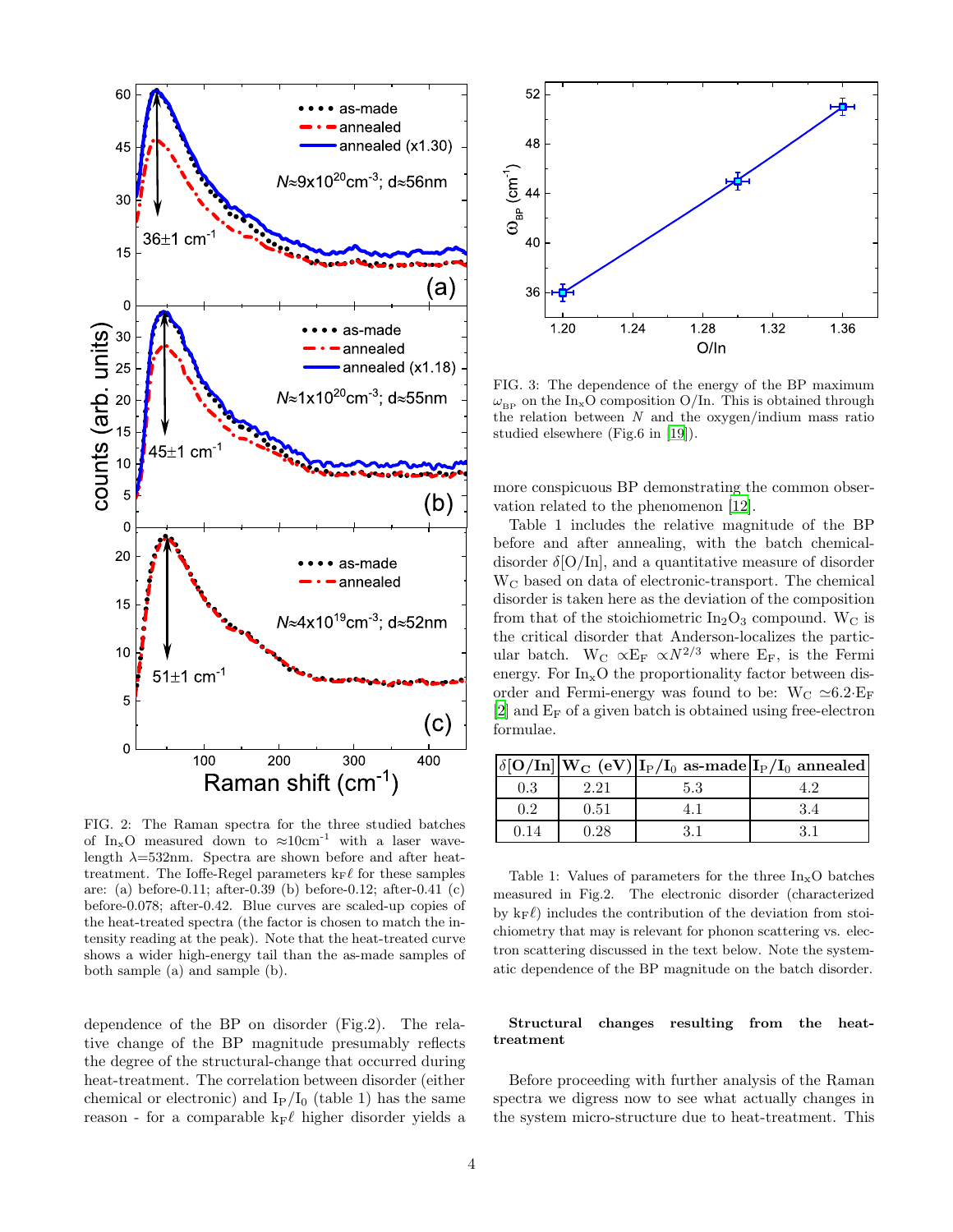60
45
30
15
0

as-made
annealed
annealed (x1.30)

$N$≈9x10$^{20}$cm$^{-3}$; d≈56nm

36±1 cm$^{-1}$

(a)

30
25
20
15
10
5
0

as-made
annealed
annealed (x1.18)

$N$≈1x10$^{20}$cm$^{-3}$; d≈55nm

45±1 cm$^{-1}$

(b)

20
15
10
5
0

as-made
annealed

$N$≈4x10$^{19}$cm$^{-3}$; d≈52nm

51±1 cm$^{-1}$

(c)

100 200 300 400

Raman shift (cm$^{-1}$)

counts (arb. units)

FIG. 2: The Raman spectra for the three studied batches of $In_xO$ measured down to ≈10cm$^{-1}$ with a laser wavelength λ=532nm. Spectra are shown before and after heat-treatment. The Ioffe-Regel parameters $k_F\ell$ for these samples are: (a) before-0.11; after-0.39 (b) before-0.12; after-0.41 (c) before-0.078; after-0.42. Blue curves are scaled-up copies of the heat-treated spectra (the factor is chosen to match the intensity reading at the peak). Note that the heat-treated curve shows a wider high-energy tail than the as-made samples of both sample (a) and sample (b).

dependence of the BP on disorder (Fig.2). The relative change of the BP magnitude presumably reflects the degree of the structural-change that occurred during heat-treatment. The correlation between disorder (either chemical or electronic) and $I_P/I_0$ (table 1) has the same reason - for a comparable $k_F\ell$ higher disorder yields a more conspicuous BP demonstrating the common observation related to the phenomenon [12].

52
48
44
40
36

1.20 1.24 1.28 1.32 1.36

O/In

$\omega_{BP}$ (cm$^{-1}$)

FIG. 3: The dependence of the energy of the BP maximum $\omega_{BP}$ on the $In_xO$ composition O/In. This is obtained through the relation between $N$ and the oxygen/indium mass ratio studied elsewhere (Fig.6 in [19]).

Table 1 includes the relative magnitude of the BP before and after annealing, with the batch chemical-disorder $\delta$[O/In], and a quantitative measure of disorder $W_C$ based on data of electronic-transport. The chemical disorder is taken here as the deviation of the composition from that of the stoichiometric $In_2O_3$ compound. $W_C$ is the critical disorder that Anderson-localizes the particular batch. $W_C \propto E_F \propto N^{2/3}$ where $E_F$, is the Fermi energy. For $In_xO$ the proportionality factor between disorder and Fermi-energy was found to be: $W_C \simeq 6.2 \cdot E_F$ [2] and $E_F$ of a given batch is obtained using free-electron formulae.

| **$\delta$[O/In]** | **$W_C$ (eV)** | **$I_P/I_0$ as-made** | **$I_P/I_0$ annealed** |
|---|---|---|---|
| 0.3 | 2.21 | 5.3 | 4.2 |
| 0.2 | 0.51 | 4.1 | 3.4 |
| 0.14 | 0.28 | 3.1 | 3.1 |

Table 1: Values of parameters for the three $In_xO$ batches measured in Fig.2. The electronic disorder (characterized by $k_F\ell$) includes the contribution of the deviation from stoichiometry that may is relevant for phonon scattering vs. electron scattering discussed in the text below. Note the systematic dependence of the BP magnitude on the batch disorder.

**Structural changes resulting from the heat-treatment**

Before proceeding with further analysis of the Raman spectra we digress now to see what actually changes in the system micro-structure due to heat-treatment. This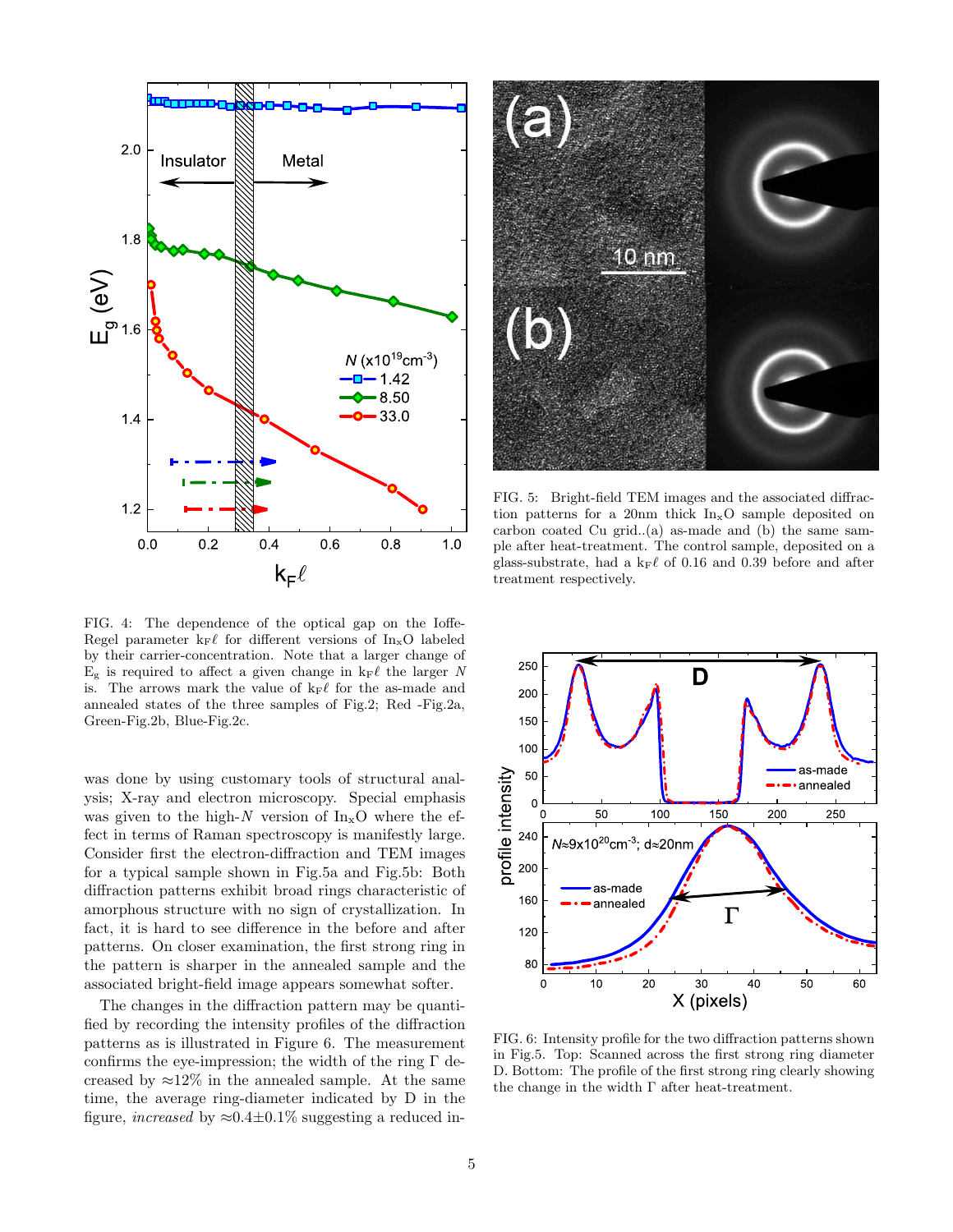Insulator
Metal

$E_g$ (eV)

$k_F\ell$

N (x10[19]cm[-3])
1.42
8.50
33.0

2.0
1.8
1.6
1.4
1.2
0.0 0.2 0.4 0.6 0.8 1.0

FIG. 4: The dependence of the optical gap on the Ioffe-Regel parameter $k_F\ell$ for different versions of $In_xO$ labeled by their carrier-concentration. Note that a larger change of $E_g$ is required to affect a given change in $k_F\ell$ the larger $N$ is. The arrows mark the value of $k_F\ell$ for the as-made and annealed states of the three samples of Fig.2; Red -Fig.2a, Green-Fig.2b, Blue-Fig.2c.

(a)
(b)
10 nm

FIG. 5: Bright-field TEM images and the associated diffraction patterns for a 20nm thick $In_xO$ sample deposited on carbon coated Cu grid..(a) as-made and (b) the same sample after heat-treatment. The control sample, deposited on a glass-substrate, had a $k_F\ell$ of 0.16 and 0.39 before and after treatment respectively.

was done by using customary tools of structural analysis; X-ray and electron microscopy. Special emphasis was given to the high-$N$ version of $In_xO$ where the effect in terms of Raman spectroscopy is manifestly large. Consider first the electron-diffraction and TEM images for a typical sample shown in Fig.5a and Fig.5b: Both diffraction patterns exhibit broad rings characteristic of amorphous structure with no sign of crystallization. In fact, it is hard to see difference in the before and after patterns. On closer examination, the first strong ring in the pattern is sharper in the annealed sample and the associated bright-field image appears somewhat softer.

The changes in the diffraction pattern may be quantified by recording the intensity profiles of the diffraction patterns as is illustrated in Figure 6. The measurement confirms the eye-impression; the width of the ring Γ decreased by ≈12% in the annealed sample. At the same time, the average ring-diameter indicated by D in the figure, *increased* by ≈0.4±0.1% suggesting a reduced in-

D
as-made
annealed
profile intensity
250
200
150
100
50
0
0 50 100 150 200 250

$N$≈9x10[20]cm[-3]; d≈20nm
as-made
annealed
Γ
240
200
160
120
80
0 10 20 30 40 50 60
X (pixels)

FIG. 6: Intensity profile for the two diffraction patterns shown in Fig.5. Top: Scanned across the first strong ring diameter D. Bottom: The profile of the first strong ring clearly showing the change in the width Γ after heat-treatment.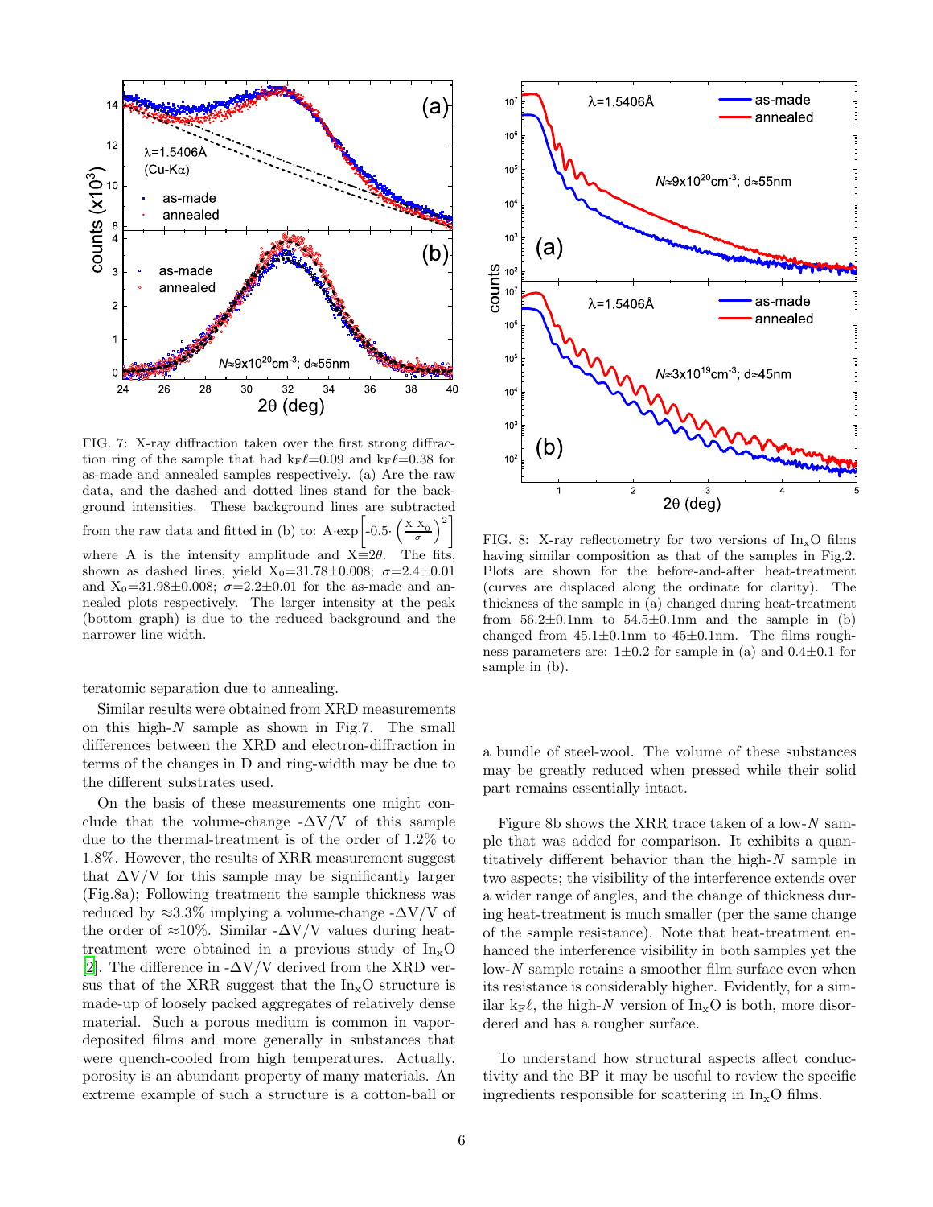FIG. 7: X-ray diffraction taken over the first strong diffraction ring of the sample that had $k_F\ell$=0.09 and $k_F\ell$=0.38 for as-made and annealed samples respectively. (a) Are the raw data, and the dashed and dotted lines stand for the background intensities. These background lines are subtracted from the raw data and fitted in (b) to: $A\cdot\exp\left[-0.5\cdot\left(\frac{X-X_0}{\sigma}\right)^2\right]$ where A is the intensity amplitude and X≡2θ. The fits, shown as dashed lines, yield $X_0$=31.78±0.008; σ=2.4±0.01 and $X_0$=31.98±0.008; σ=2.2±0.01 for the as-made and annealed plots respectively. The larger intensity at the peak (bottom graph) is due to the reduced background and the narrower line width.

teratomic separation due to annealing.

Similar results were obtained from XRD measurements on this high-$N$ sample as shown in Fig.7. The small differences between the XRD and electron-diffraction in terms of the changes in D and ring-width may be due to the different substrates used.

On the basis of these measurements one might conclude that the volume-change -ΔV/V of this sample due to the thermal-treatment is of the order of 1.2% to 1.8%. However, the results of XRR measurement suggest that ΔV/V for this sample may be significantly larger (Fig.8a); Following treatment the sample thickness was reduced by ≈3.3% implying a volume-change -ΔV/V of the order of ≈10%. Similar -ΔV/V values during heat-treatment were obtained in a previous study of $In_xO$ [2]. The difference in -ΔV/V derived from the XRD versus that of the XRR suggest that the $In_xO$ structure is made-up of loosely packed aggregates of relatively dense material. Such a porous medium is common in vapor-deposited films and more generally in substances that were quench-cooled from high temperatures. Actually, porosity is an abundant property of many materials. An extreme example of such a structure is a cotton-ball or a bundle of steel-wool. The volume of these substances may be greatly reduced when pressed while their solid part remains essentially intact.

FIG. 8: X-ray reflectometry for two versions of $In_xO$ films having similar composition as that of the samples in Fig.2. Plots are shown for the before-and-after heat-treatment (curves are displaced along the ordinate for clarity). The thickness of the sample in (a) changed during heat-treatment from 56.2±0.1nm to 54.5±0.1nm and the sample in (b) changed from 45.1±0.1nm to 45±0.1nm. The films roughness parameters are: 1±0.2 for sample in (a) and 0.4±0.1 for sample in (b).

Figure 8b shows the XRR trace taken of a low-$N$ sample that was added for comparison. It exhibits a quantitatively different behavior than the high-$N$ sample in two aspects; the visibility of the interference extends over a wider range of angles, and the change of thickness during heat-treatment is much smaller (per the same change of the sample resistance). Note that heat-treatment enhanced the interference visibility in both samples yet the low-$N$ sample retains a smoother film surface even when its resistance is considerably higher. Evidently, for a similar $k_F\ell$, the high-$N$ version of $In_xO$ is both, more disordered and has a rougher surface.

To understand how structural aspects affect conductivity and the BP it may be useful to review the specific ingredients responsible for scattering in $In_xO$ films.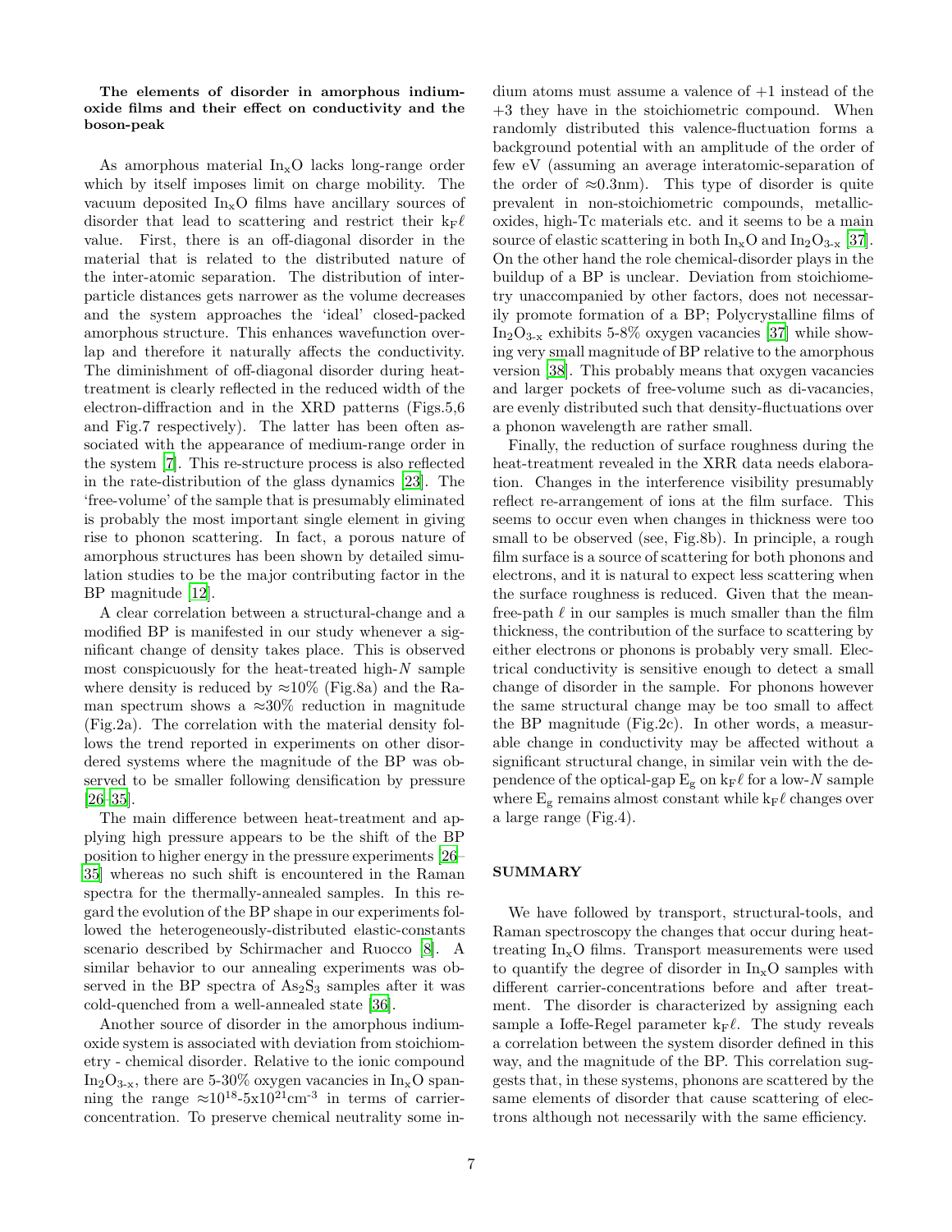**The elements of disorder in amorphous indium-oxide films and their effect on conductivity and the boson-peak**

As amorphous material $In_xO$ lacks long-range order which by itself imposes limit on charge mobility. The vacuum deposited $In_xO$ films have ancillary sources of disorder that lead to scattering and restrict their $k_F\ell$ value. First, there is an off-diagonal disorder in the material that is related to the distributed nature of the inter-atomic separation. The distribution of inter-particle distances gets narrower as the volume decreases and the system approaches the 'ideal' closed-packed amorphous structure. This enhances wavefunction overlap and therefore it naturally affects the conductivity. The diminishment of off-diagonal disorder during heat-treatment is clearly reflected in the reduced width of the electron-diffraction and in the XRD patterns (Figs.5,6 and Fig.7 respectively). The latter has been often associated with the appearance of medium-range order in the system [7]. This re-structure process is also reflected in the rate-distribution of the glass dynamics [23]. The 'free-volume' of the sample that is presumably eliminated is probably the most important single element in giving rise to phonon scattering. In fact, a porous nature of amorphous structures has been shown by detailed simulation studies to be the major contributing factor in the BP magnitude [12].

A clear correlation between a structural-change and a modified BP is manifested in our study whenever a significant change of density takes place. This is observed most conspicuously for the heat-treated high-$N$ sample where density is reduced by ≈10% (Fig.8a) and the Raman spectrum shows a ≈30% reduction in magnitude (Fig.2a). The correlation with the material density follows the trend reported in experiments on other disordered systems where the magnitude of the BP was observed to be smaller following densification by pressure [26–35].

The main difference between heat-treatment and applying high pressure appears to be the shift of the BP position to higher energy in the pressure experiments [26–35] whereas no such shift is encountered in the Raman spectra for the thermally-annealed samples. In this regard the evolution of the BP shape in our experiments followed the heterogeneously-distributed elastic-constants scenario described by Schirmacher and Ruocco [8]. A similar behavior to our annealing experiments was observed in the BP spectra of $As_2S_3$ samples after it was cold-quenched from a well-annealed state [36].

Another source of disorder in the amorphous indium-oxide system is associated with deviation from stoichiometry - chemical disorder. Relative to the ionic compound $In_2O_{3-x}$, there are 5-30% oxygen vacancies in $In_xO$ spanning the range ≈$10^{18}$-$5\text{x}10^{21}$cm$^{-3}$ in terms of carrier-concentration. To preserve chemical neutrality some indium atoms must assume a valence of +1 instead of the +3 they have in the stoichiometric compound. When randomly distributed this valence-fluctuation forms a background potential with an amplitude of the order of few eV (assuming an average interatomic-separation of the order of ≈0.3nm). This type of disorder is quite prevalent in non-stoichiometric compounds, metallic-oxides, high-Tc materials etc. and it seems to be a main source of elastic scattering in both $In_xO$ and $In_2O_{3-x}$ [37]. On the other hand the role chemical-disorder plays in the buildup of a BP is unclear. Deviation from stoichiometry unaccompanied by other factors, does not necessarily promote formation of a BP; Polycrystalline films of $In_2O_{3-x}$ exhibits 5-8% oxygen vacancies [37] while showing very small magnitude of BP relative to the amorphous version [38]. This probably means that oxygen vacancies and larger pockets of free-volume such as di-vacancies, are evenly distributed such that density-fluctuations over a phonon wavelength are rather small.

Finally, the reduction of surface roughness during the heat-treatment revealed in the XRR data needs elaboration. Changes in the interference visibility presumably reflect re-arrangement of ions at the film surface. This seems to occur even when changes in thickness were too small to be observed (see, Fig.8b). In principle, a rough film surface is a source of scattering for both phonons and electrons, and it is natural to expect less scattering when the surface roughness is reduced. Given that the mean-free-path $\ell$ in our samples is much smaller than the film thickness, the contribution of the surface to scattering by either electrons or phonons is probably very small. Electrical conductivity is sensitive enough to detect a small change of disorder in the sample. For phonons however the same structural change may be too small to affect the BP magnitude (Fig.2c). In other words, a measurable change in conductivity may be affected without a significant structural change, in similar vein with the dependence of the optical-gap $E_g$ on $k_F\ell$ for a low-$N$ sample where $E_g$ remains almost constant while $k_F\ell$ changes over a large range (Fig.4).

## SUMMARY

We have followed by transport, structural-tools, and Raman spectroscopy the changes that occur during heat-treating $In_xO$ films. Transport measurements were used to quantify the degree of disorder in $In_xO$ samples with different carrier-concentrations before and after treatment. The disorder is characterized by assigning each sample a Ioffe-Regel parameter $k_F\ell$. The study reveals a correlation between the system disorder defined in this way, and the magnitude of the BP. This correlation suggests that, in these systems, phonons are scattered by the same elements of disorder that cause scattering of electrons although not necessarily with the same efficiency.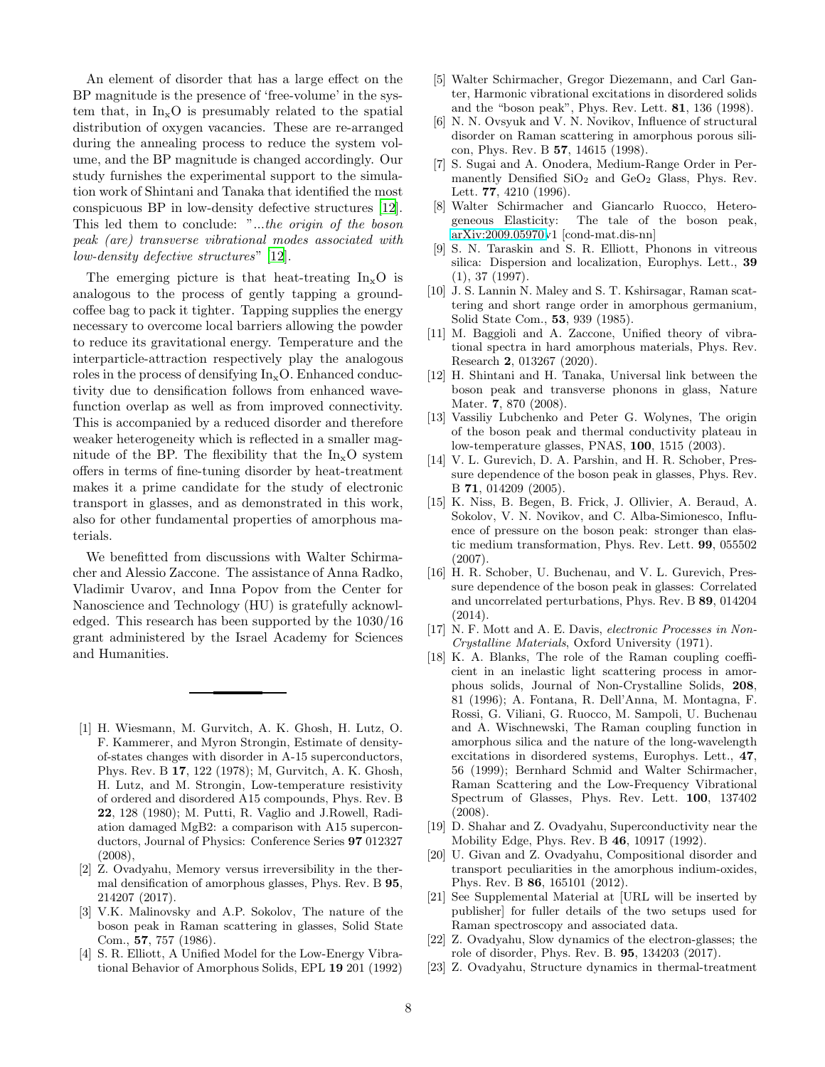An element of disorder that has a large effect on the BP magnitude is the presence of 'free-volume' in the system that, in $In_xO$ is presumably related to the spatial distribution of oxygen vacancies. These are re-arranged during the annealing process to reduce the system volume, and the BP magnitude is changed accordingly. Our study furnishes the experimental support to the simulation work of Shintani and Tanaka that identified the most conspicuous BP in low-density defective structures [12]. This led them to conclude: "*...the origin of the boson peak (are) transverse vibrational modes associated with low-density defective structures*" [12].

The emerging picture is that heat-treating $In_xO$ is analogous to the process of gently tapping a ground-coffee bag to pack it tighter. Tapping supplies the energy necessary to overcome local barriers allowing the powder to reduce its gravitational energy. Temperature and the interparticle-attraction respectively play the analogous roles in the process of densifying $In_xO$. Enhanced conductivity due to densification follows from enhanced wavefunction overlap as well as from improved connectivity. This is accompanied by a reduced disorder and therefore weaker heterogeneity which is reflected in a smaller magnitude of the BP. The flexibility that the $In_xO$ system offers in terms of fine-tuning disorder by heat-treatment makes it a prime candidate for the study of electronic transport in glasses, and as demonstrated in this work, also for other fundamental properties of amorphous materials.

We benefitted from discussions with Walter Schirmacher and Alessio Zaccone. The assistance of Anna Radko, Vladimir Uvarov, and Inna Popov from the Center for Nanoscience and Technology (HU) is gratefully acknowledged. This research has been supported by the 1030/16 grant administered by the Israel Academy for Sciences and Humanities.

---

[1] H. Wiesmann, M. Gurvitch, A. K. Ghosh, H. Lutz, O. F. Kammerer, and Myron Strongin, Estimate of density-of-states changes with disorder in A-15 superconductors, Phys. Rev. B **17**, 122 (1978); M, Gurvitch, A. K. Ghosh, H. Lutz, and M. Strongin, Low-temperature resistivity of ordered and disordered A15 compounds, Phys. Rev. B **22**, 128 (1980); M. Putti, R. Vaglio and J.Rowell, Radiation damaged MgB2: a comparison with A15 superconductors, Journal of Physics: Conference Series **97** 012327 (2008),

[2] Z. Ovadyahu, Memory versus irreversibility in the thermal densification of amorphous glasses, Phys. Rev. B **95**, 214207 (2017).

[3] V.K. Malinovsky and A.P. Sokolov, The nature of the boson peak in Raman scattering in glasses, Solid State Com., **57**, 757 (1986).

[4] S. R. Elliott, A Unified Model for the Low-Energy Vibrational Behavior of Amorphous Solids, EPL **19** 201 (1992)

[5] Walter Schirmacher, Gregor Diezemann, and Carl Ganter, Harmonic vibrational excitations in disordered solids and the "boson peak", Phys. Rev. Lett. **81**, 136 (1998).

[6] N. N. Ovsyuk and V. N. Novikov, Influence of structural disorder on Raman scattering in amorphous porous silicon, Phys. Rev. B **57**, 14615 (1998).

[7] S. Sugai and A. Onodera, Medium-Range Order in Permanently Densified $SiO_2$ and $GeO_2$ Glass, Phys. Rev. Lett. **77**, 4210 (1996).

[8] Walter Schirmacher and Giancarlo Ruocco, Heterogeneous Elasticity: The tale of the boson peak, arXiv:2009.05970v1 [cond-mat.dis-nn]

[9] S. N. Taraskin and S. R. Elliott, Phonons in vitreous silica: Dispersion and localization, Europhys. Lett., **39** (1), 37 (1997).

[10] J. S. Lannin N. Maley and S. T. Kshirsagar, Raman scattering and short range order in amorphous germanium, Solid State Com., **53**, 939 (1985).

[11] M. Baggioli and A. Zaccone, Unified theory of vibrational spectra in hard amorphous materials, Phys. Rev. Research **2**, 013267 (2020).

[12] H. Shintani and H. Tanaka, Universal link between the boson peak and transverse phonons in glass, Nature Mater. **7**, 870 (2008).

[13] Vassiliy Lubchenko and Peter G. Wolynes, The origin of the boson peak and thermal conductivity plateau in low-temperature glasses, PNAS, **100**, 1515 (2003).

[14] V. L. Gurevich, D. A. Parshin, and H. R. Schober, Pressure dependence of the boson peak in glasses, Phys. Rev. B **71**, 014209 (2005).

[15] K. Niss, B. Begen, B. Frick, J. Ollivier, A. Beraud, A. Sokolov, V. N. Novikov, and C. Alba-Simionesco, Influence of pressure on the boson peak: stronger than elastic medium transformation, Phys. Rev. Lett. **99**, 055502 (2007).

[16] H. R. Schober, U. Buchenau, and V. L. Gurevich, Pressure dependence of the boson peak in glasses: Correlated and uncorrelated perturbations, Phys. Rev. B **89**, 014204 (2014).

[17] N. F. Mott and A. E. Davis, *electronic Processes in Non-Crystalline Materials*, Oxford University (1971).

[18] K. A. Blanks, The role of the Raman coupling coefficient in an inelastic light scattering process in amorphous solids, Journal of Non-Crystalline Solids, **208**, 81 (1996); A. Fontana, R. Dell'Anna, M. Montagna, F. Rossi, G. Viliani, G. Ruocco, M. Sampoli, U. Buchenau and A. Wischnewski, The Raman coupling function in amorphous silica and the nature of the long-wavelength excitations in disordered systems, Europhys. Lett., **47**, 56 (1999); Bernhard Schmid and Walter Schirmacher, Raman Scattering and the Low-Frequency Vibrational Spectrum of Glasses, Phys. Rev. Lett. **100**, 137402 (2008).

[19] D. Shahar and Z. Ovadyahu, Superconductivity near the Mobility Edge, Phys. Rev. B **46**, 10917 (1992).

[20] U. Givan and Z. Ovadyahu, Compositional disorder and transport peculiarities in the amorphous indium-oxides, Phys. Rev. B **86**, 165101 (2012).

[21] See Supplemental Material at [URL will be inserted by publisher] for fuller details of the two setups used for Raman spectroscopy and associated data.

[22] Z. Ovadyahu, Slow dynamics of the electron-glasses; the role of disorder, Phys. Rev. B. **95**, 134203 (2017).

[23] Z. Ovadyahu, Structure dynamics in thermal-treatment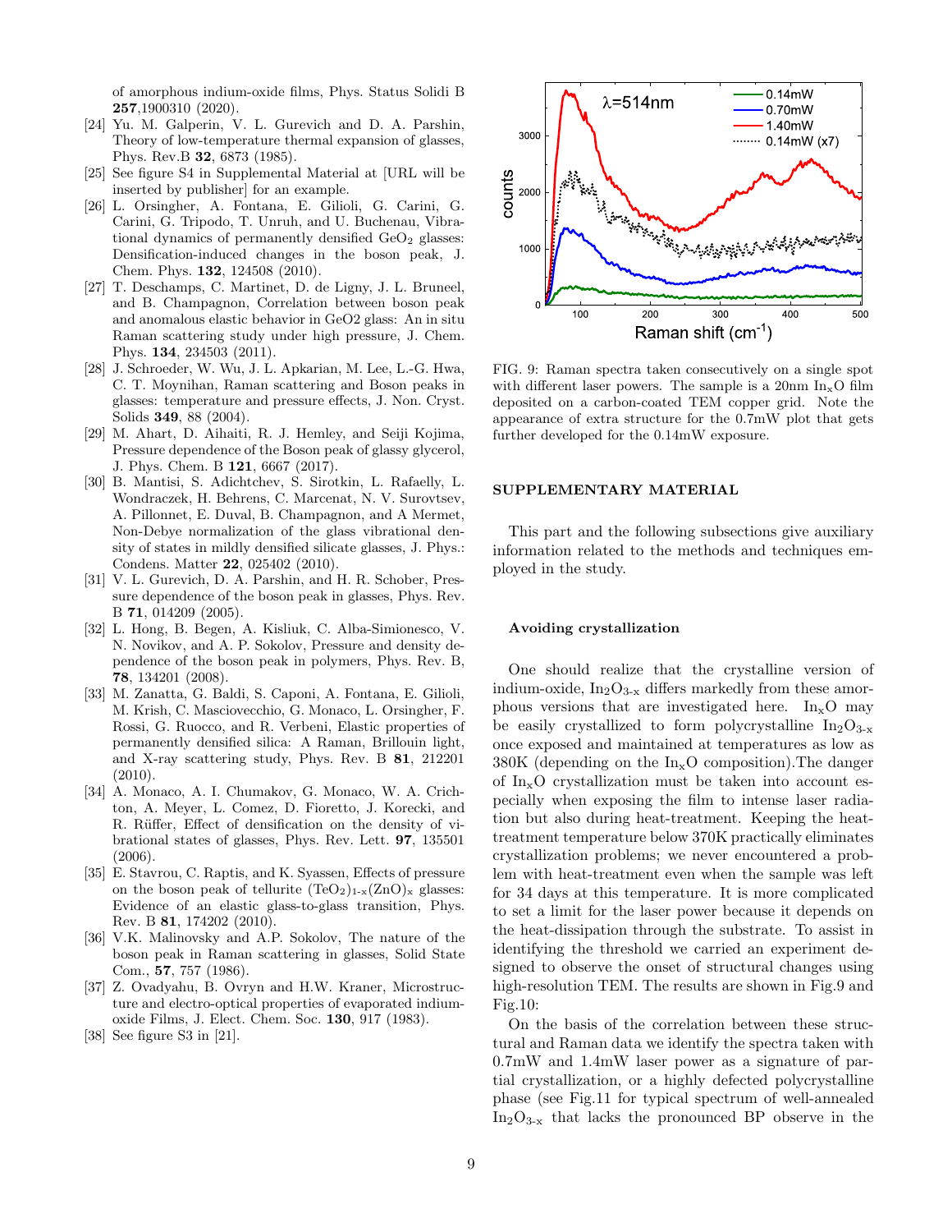of amorphous indium-oxide films, Phys. Status Solidi B **257**,1900310 (2020).

[24] Yu. M. Galperin, V. L. Gurevich and D. A. Parshin, Theory of low-temperature thermal expansion of glasses, Phys. Rev.B **32**, 6873 (1985).

[25] See figure S4 in Supplemental Material at [URL will be inserted by publisher] for an example.

[26] L. Orsingher, A. Fontana, E. Gilioli, G. Carini, G. Carini, G. Tripodo, T. Unruh, and U. Buchenau, Vibrational dynamics of permanently densified $GeO_2$ glasses: Densification-induced changes in the boson peak, J. Chem. Phys. **132**, 124508 (2010).

[27] T. Deschamps, C. Martinet, D. de Ligny, J. L. Bruneel, and B. Champagnon, Correlation between boson peak and anomalous elastic behavior in GeO2 glass: An in situ Raman scattering study under high pressure, J. Chem. Phys. **134**, 234503 (2011).

[28] J. Schroeder, W. Wu, J. L. Apkarian, M. Lee, L.-G. Hwa, C. T. Moynihan, Raman scattering and Boson peaks in glasses: temperature and pressure effects, J. Non. Cryst. Solids **349**, 88 (2004).

[29] M. Ahart, D. Aihaiti, R. J. Hemley, and Seiji Kojima, Pressure dependence of the Boson peak of glassy glycerol, J. Phys. Chem. B **121**, 6667 (2017).

[30] B. Mantisi, S. Adichtchev, S. Sirotkin, L. Rafaelly, L. Wondraczek, H. Behrens, C. Marcenat, N. V. Surovtsev, A. Pillonnet, E. Duval, B. Champagnon, and A Mermet, Non-Debye normalization of the glass vibrational density of states in mildly densified silicate glasses, J. Phys.: Condens. Matter **22**, 025402 (2010).

[31] V. L. Gurevich, D. A. Parshin, and H. R. Schober, Pressure dependence of the boson peak in glasses, Phys. Rev. B **71**, 014209 (2005).

[32] L. Hong, B. Begen, A. Kisliuk, C. Alba-Simionesco, V. N. Novikov, and A. P. Sokolov, Pressure and density dependence of the boson peak in polymers, Phys. Rev. B, **78**, 134201 (2008).

[33] M. Zanatta, G. Baldi, S. Caponi, A. Fontana, E. Gilioli, M. Krish, C. Masciovecchio, G. Monaco, L. Orsingher, F. Rossi, G. Ruocco, and R. Verbeni, Elastic properties of permanently densified silica: A Raman, Brillouin light, and X-ray scattering study, Phys. Rev. B **81**, 212201 (2010).

[34] A. Monaco, A. I. Chumakov, G. Monaco, W. A. Crichton, A. Meyer, L. Comez, D. Fioretto, J. Korecki, and R. Rüffer, Effect of densification on the density of vibrational states of glasses, Phys. Rev. Lett. **97**, 135501 (2006).

[35] E. Stavrou, C. Raptis, and K. Syassen, Effects of pressure on the boson peak of tellurite $(TeO_2)_{1-x}(ZnO)_x$ glasses: Evidence of an elastic glass-to-glass transition, Phys. Rev. B **81**, 174202 (2010).

[36] V.K. Malinovsky and A.P. Sokolov, The nature of the boson peak in Raman scattering in glasses, Solid State Com., **57**, 757 (1986).

[37] Z. Ovadyahu, B. Ovryn and H.W. Kraner, Microstructure and electro-optical properties of evaporated indium-oxide Films, J. Elect. Chem. Soc. **130**, 917 (1983).

[38] See figure S3 in [21].

λ=514nm
0.14mW
0.70mW
1.40mW
0.14mW (x7)
counts
0
1000
2000
3000
100
200
300
400
500
Raman shift (cm$^{-1}$)

FIG. 9: Raman spectra taken consecutively on a single spot with different laser powers. The sample is a 20nm $In_xO$ film deposited on a carbon-coated TEM copper grid. Note the appearance of extra structure for the 0.7mW plot that gets further developed for the 0.14mW exposure.

## SUPPLEMENTARY MATERIAL

This part and the following subsections give auxiliary information related to the methods and techniques employed in the study.

### Avoiding crystallization

One should realize that the crystalline version of indium-oxide, $In_2O_{3-x}$ differs markedly from these amorphous versions that are investigated here. $In_xO$ may be easily crystallized to form polycrystalline $In_2O_{3-x}$ once exposed and maintained at temperatures as low as 380K (depending on the $In_xO$ composition).The danger of $In_xO$ crystallization must be taken into account especially when exposing the film to intense laser radiation but also during heat-treatment. Keeping the heat-treatment temperature below 370K practically eliminates crystallization problems; we never encountered a problem with heat-treatment even when the sample was left for 34 days at this temperature. It is more complicated to set a limit for the laser power because it depends on the heat-dissipation through the substrate. To assist in identifying the threshold we carried an experiment designed to observe the onset of structural changes using high-resolution TEM. The results are shown in Fig.9 and Fig.10:

On the basis of the correlation between these structural and Raman data we identify the spectra taken with 0.7mW and 1.4mW laser power as a signature of partial crystallization, or a highly defected polycrystalline phase (see Fig.11 for typical spectrum of well-annealed $In_2O_{3-x}$ that lacks the pronounced BP observe in the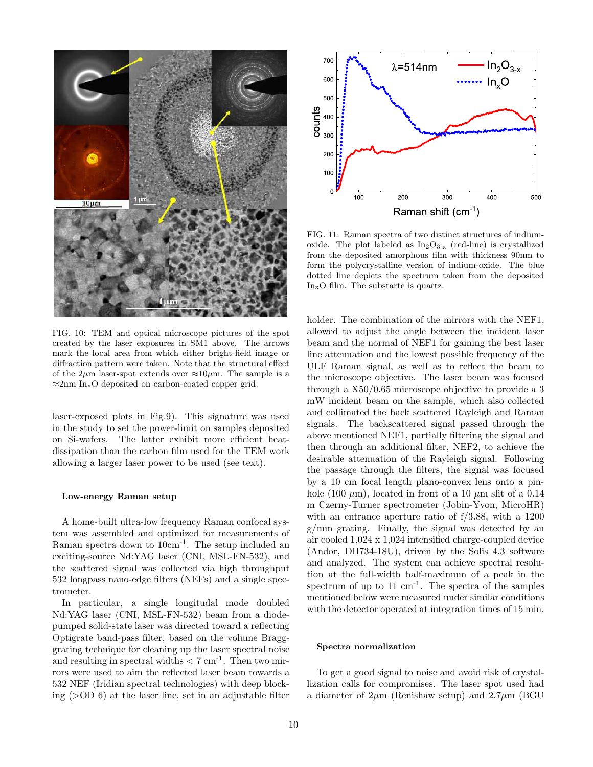10μm

1 μm

1μm

FIG. 10: TEM and optical microscope pictures of the spot created by the laser exposures in SM1 above. The arrows mark the local area from which either bright-field image or diffraction pattern were taken. Note that the structural effect of the 2$\mu$m laser-spot extends over $\approx$10$\mu$m. The sample is a $\approx$2nm $In_xO$ deposited on carbon-coated copper grid.

laser-exposed plots in Fig.9). This signature was used in the study to set the power-limit on samples deposited on Si-wafers. The latter exhibit more efficient heat-dissipation than the carbon film used for the TEM work allowing a larger laser power to be used (see text).

### Low-energy Raman setup

A home-built ultra-low frequency Raman confocal system was assembled and optimized for measurements of Raman spectra down to 10cm$^{-1}$. The setup included an exciting-source Nd:YAG laser (CNI, MSL-FN-532), and the scattered signal was collected via high throughput 532 longpass nano-edge filters (NEFs) and a single spectrometer.

In particular, a single longitudinal mode doubled Nd:YAG laser (CNI, MSL-FN-532) beam from a diode-pumped solid-state laser was directed toward a reflecting Optigrate band-pass filter, based on the volume Bragg-grating technique for cleaning up the laser spectral noise and resulting in spectral widths < 7 cm$^{-1}$. Then two mirrors were used to aim the reflected laser beam towards a 532 NEF (Iridian spectral technologies) with deep blocking (>OD 6) at the laser line, set in an adjustable filter holder. The combination of the mirrors with the NEF1, allowed to adjust the angle between the incident laser beam and the normal of NEF1 for gaining the best laser line attenuation and the lowest possible frequency of the ULF Raman signal, as well as to reflect the beam to the microscope objective. The laser beam was focused through a X50/0.65 microscope objective to provide a 3 mW incident beam on the sample, which also collected and collimated the back scattered Rayleigh and Raman signals. The backscattered signal passed through the above mentioned NEF1, partially filtering the signal and then through an additional filter, NEF2, to achieve the desirable attenuation of the Rayleigh signal. Following the passage through the filters, the signal was focused by a 10 cm focal length plano-convex lens onto a pinhole (100 $\mu$m), located in front of a 10 $\mu$m slit of a 0.14 m Czerny-Turner spectrometer (Jobin-Yvon, MicroHR) with an entrance aperture ratio of f/3.88, with a 1200 g/mm grating. Finally, the signal was detected by an air cooled 1,024 x 1,024 intensified charge-coupled device (Andor, DH734-18U), driven by the Solis 4.3 software and analyzed. The system can achieve spectral resolution at the full-width half-maximum of a peak in the spectrum of up to 11 cm$^{-1}$. The spectra of the samples mentioned below were measured under similar conditions with the detector operated at integration times of 15 min.

λ=514nm

$In_2O_{3-x}$

$In_xO$

counts

Raman shift (cm$^{-1}$)

0 100 200 300 400 500 600 700

100 200 300 400 500

FIG. 11: Raman spectra of two distinct structures of indium-oxide. The plot labeled as $In_2O_{3-x}$ (red-line) is crystallized from the deposited amorphous film with thickness 90nm to form the polycrystalline version of indium-oxide. The blue dotted line depicts the spectrum taken from the deposited $In_xO$ film. The substarte is quartz.

### Spectra normalization

To get a good signal to noise and avoid risk of crystallization calls for compromises. The laser spot used had a diameter of 2$\mu$m (Renishaw setup) and 2.7$\mu$m (BGU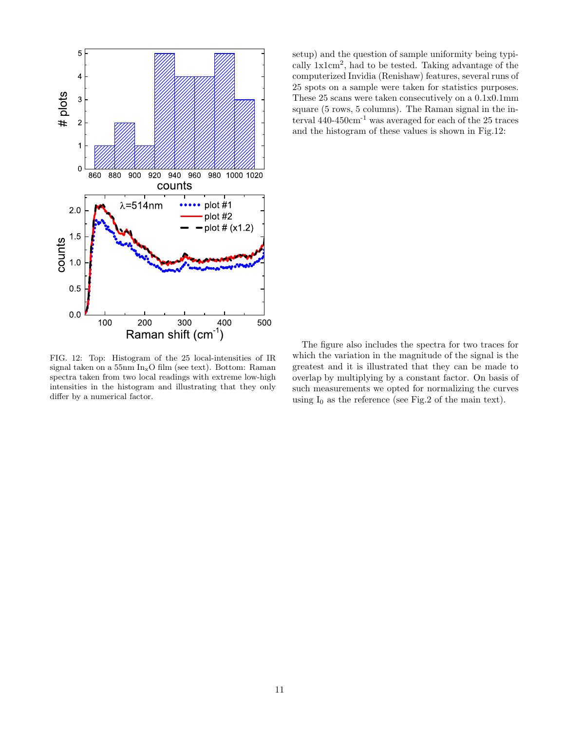setup) and the question of sample uniformity being typically 1x1cm$^2$, had to be tested. Taking advantage of the computerized Invidia (Renishaw) features, several runs of 25 spots on a sample were taken for statistics purposes. These 25 scans were taken consecutively on a 0.1x0.1mm square (5 rows, 5 columns). The Raman signal in the interval 440-450cm$^{-1}$ was averaged for each of the 25 traces and the histogram of these values is shown in Fig.12:

# plots

0
1
2
3
4
5

860 880 900 920 940 960 980 1000 1020

counts

counts

0.0
0.5
1.0
1.5
2.0

100 200 300 400 500

Raman shift (cm$^{-1}$)

λ=514nm

plot #1

plot #2

plot # (x1.2)

FIG. 12: Top: Histogram of the 25 local-intensities of IR signal taken on a 55nm $In_xO$ film (see text). Bottom: Raman spectra taken from two local readings with extreme low-high intensities in the histogram and illustrating that they only differ by a numerical factor.

The figure also includes the spectra for two traces for which the variation in the magnitude of the signal is the greatest and it is illustrated that they can be made to overlap by multiplying by a constant factor. On basis of such measurements we opted for normalizing the curves using $I_0$ as the reference (see Fig.2 of the main text).